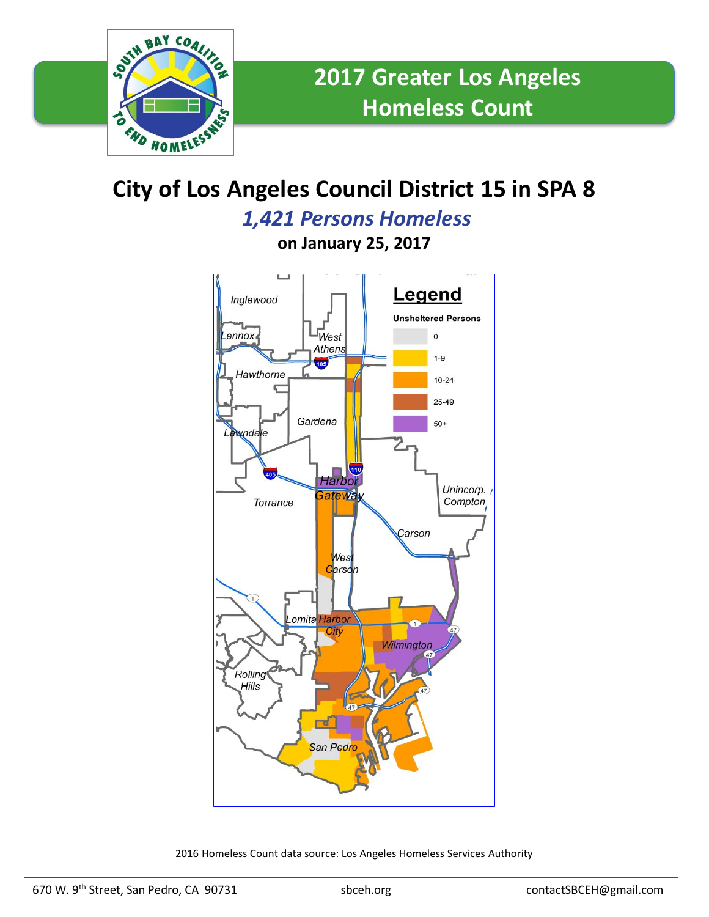# 2017 Greater Los Angeles Homeless Count

## City of Los Angeles Council District 15 in SPA 8

### *1,421 Persons Homeless*

**on January 25, 2017**

**Legend**

**Unsheltered Persons**

- 0
- 1-9
- 10-24
- 25-49
- 50+

Inglewood, Lennox, West Athens, Hawthorne, Gardena, Lawndale, Harbor Gateway, Torrance, Unincorp. Compton, Carson, West Carson, Lomita, Harbor City, Wilmington, Rolling Hills, San Pedro

2016 Homeless Count data source: Los Angeles Homeless Services Authority

670 W. 9th Street, San Pedro, CA 90731 | sbceh.org | contactSBCEH@gmail.com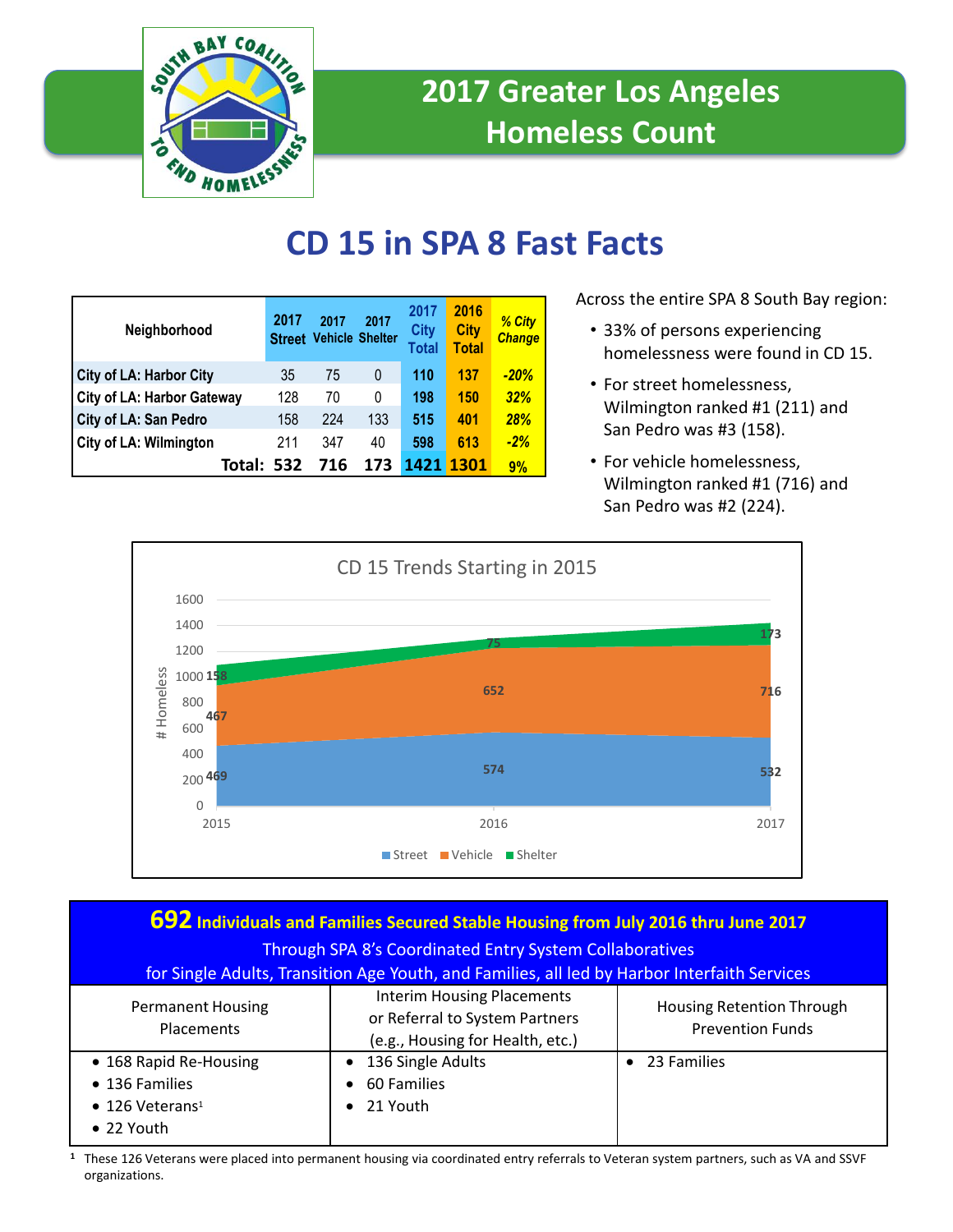# 2017 Greater Los Angeles Homeless Count

South Bay Coalition to End Homelessness

## CD 15 in SPA 8 Fast Facts

| Neighborhood | 2017 Street | 2017 Vehicle | 2017 Shelter | 2017 City Total | 2016 City Total | % City Change |
|---|---|---|---|---|---|---|
| City of LA: Harbor City | 35 | 75 | 0 | 110 | 137 | -20% |
| City of LA: Harbor Gateway | 128 | 70 | 0 | 198 | 150 | 32% |
| City of LA: San Pedro | 158 | 224 | 133 | 515 | 401 | 28% |
| City of LA: Wilmington | 211 | 347 | 40 | 598 | 613 | -2% |
| Total: | 532 | 716 | 173 | 1421 | 1301 | 9% |

Across the entire SPA 8 South Bay region:

- 33% of persons experiencing homelessness were found in CD 15.
- For street homelessness, Wilmington ranked #1 (211) and San Pedro was #3 (158).
- For vehicle homelessness, Wilmington ranked #1 (716) and San Pedro was #2 (224).

CD 15 Trends Starting in 2015

# Homeless

1600
1400
1200
1000
800
600
400
200
0

2015: 469, 467, 158
2016: 574, 652, 75
2017: 532, 716, 173

Street Vehicle Shelter

## 692 Individuals and Families Secured Stable Housing from July 2016 thru June 2017

Through SPA 8's Coordinated Entry System Collaboratives for Single Adults, Transition Age Youth, and Families, all led by Harbor Interfaith Services

| Permanent Housing Placements | Interim Housing Placements or Referral to System Partners (e.g., Housing for Health, etc.) | Housing Retention Through Prevention Funds |
|---|---|---|
| • 168 Rapid Re-Housing<br>• 136 Families<br>• 126 Veterans[1]<br>• 22 Youth | • 136 Single Adults<br>• 60 Families<br>• 21 Youth | • 23 Families |

[1] These 126 Veterans were placed into permanent housing via coordinated entry referrals to Veteran system partners, such as VA and SSVF organizations.